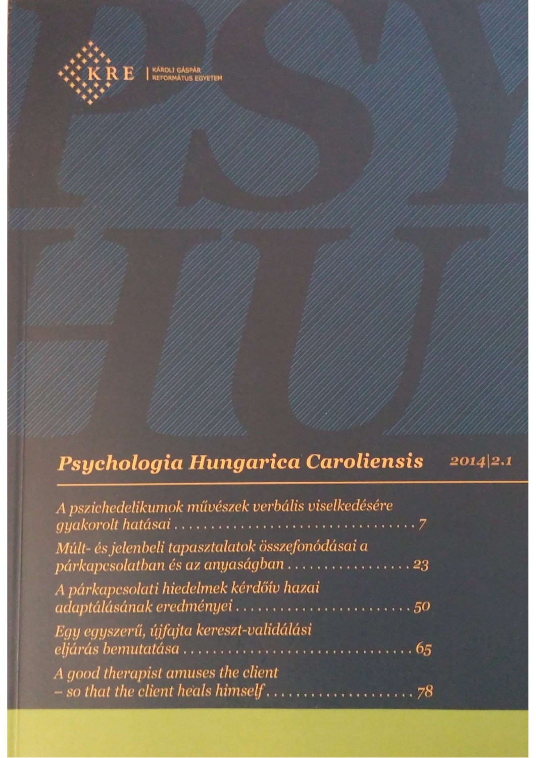KRE | KÁROLI GÁSPÁR REFORMÁTUS EGYETEM

# Psychologia Hungarica Caroliensis

2014|2.1

*A pszichedelikumok művészek verbális viselkedésére gyakorolt hatásai* . . . . . . . . . . 7

*Múlt- és jelenbeli tapasztalatok összefonódásai a párkapcsolatban és az anyaságban* . . . . . . . . . . 23

*A párkapcsolati hiedelmek kérdőív hazai adaptálásának eredményei* . . . . . . . . . . 50

*Egy egyszerű, újfajta kereszt-validálási eljárás bemutatása* . . . . . . . . . . 65

*A good therapist amuses the client – so that the client heals himself* . . . . . . . . . . 78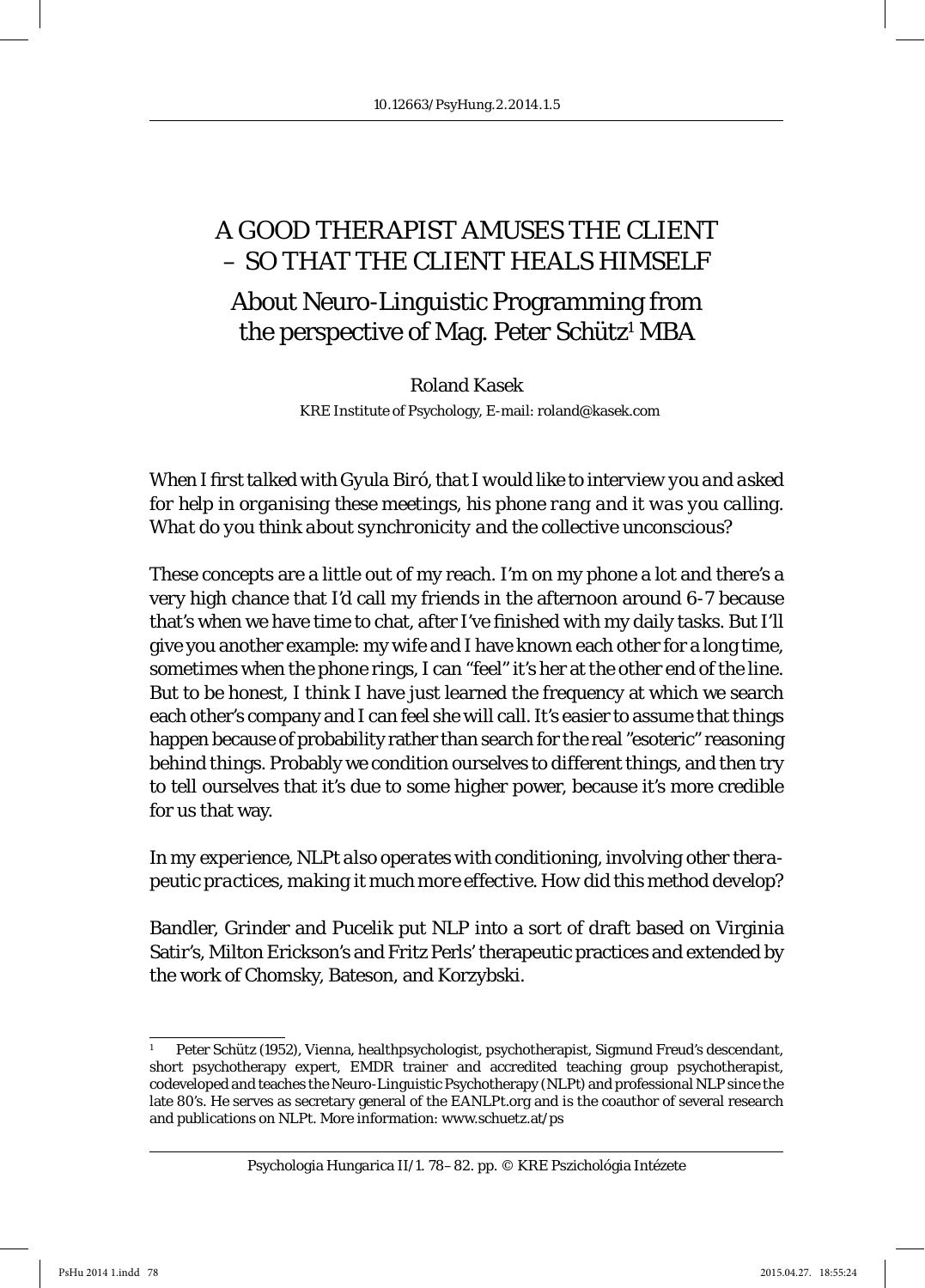# A GOOD THERAPIST AMUSES THE CLIENT – SO THAT THE CLIENT HEALS HIMSELF

## About Neuro-Linguistic Programming from the perspective of Mag. Peter Schütz[1] MBA

Roland Kasek

KRE Institute of Psychology, E-mail: roland@kasek.com

*When I first talked with Gyula Biró, that I would like to interview you and asked for help in organising these meetings, his phone rang and it was you calling. What do you think about synchronicity and the collective unconscious?*

These concepts are a little out of my reach. I'm on my phone a lot and there's a very high chance that I'd call my friends in the afternoon around 6-7 because that's when we have time to chat, after I've finished with my daily tasks. But I'll give you another example: my wife and I have known each other for a long time, sometimes when the phone rings, I can "feel" it's her at the other end of the line. But to be honest, I think I have just learned the frequency at which we search each other's company and I can feel she will call. It's easier to assume that things happen because of probability rather than search for the real "esoteric" reasoning behind things. Probably we condition ourselves to different things, and then try to tell ourselves that it's due to some higher power, because it's more credible for us that way.

*In my experience, NLPt also operates with conditioning, involving other therapeutic practices, making it much more effective. How did this method develop?*

Bandler, Grinder and Pucelik put NLP into a sort of draft based on Virginia Satir's, Milton Erickson's and Fritz Perls' therapeutic practices and extended by the work of Chomsky, Bateson, and Korzybski.

---

[1] Peter Schütz (1952), Vienna, healthpsychologist, psychotherapist, Sigmund Freud's descendant, short psychotherapy expert, EMDR trainer and accredited teaching group psychotherapist, codeveloped and teaches the Neuro-Linguistic Psychotherapy (NLPt) and professional NLP since the late 80's. He serves as secretary general of the EANLPt.org and is the coauthor of several research and publications on NLPt. More information: www.schuetz.at/ps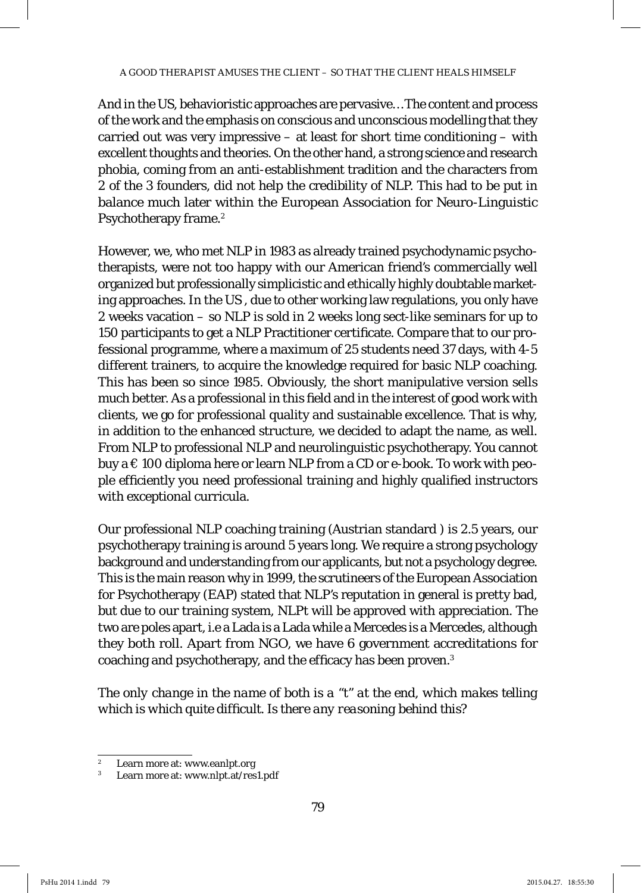And in the US, behavioristic approaches are pervasive…The content and process of the work and the emphasis on conscious and unconscious modelling that they carried out was very impressive – at least for short time conditioning – with excellent thoughts and theories. On the other hand, a strong science and research phobia, coming from an anti-establishment tradition and the characters from 2 of the 3 founders, did not help the credibility of NLP. This had to be put in balance much later within the European Association for Neuro-Linguistic Psychotherapy frame.[2]

However, we, who met NLP in 1983 as already trained psychodynamic psychotherapists, were not too happy with our American friend's commercially well organized but professionally simplicistic and ethically highly doubtable marketing approaches. In the US , due to other working law regulations, you only have 2 weeks vacation – so NLP is sold in 2 weeks long sect-like seminars for up to 150 participants to get a NLP Practitioner certificate. Compare that to our professional programme, where a maximum of 25 students need 37 days, with 4-5 different trainers, to acquire the knowledge required for basic NLP coaching. This has been so since 1985. Obviously, the short manipulative version sells much better. As a professional in this field and in the interest of good work with clients, we go for professional quality and sustainable excellence. That is why, in addition to the enhanced structure, we decided to adapt the name, as well. From NLP to professional NLP and neurolinguistic psychotherapy. You cannot buy a € 100 diploma here or learn NLP from a CD or e-book. To work with people efficiently you need professional training and highly qualified instructors with exceptional curricula.

Our professional NLP coaching training (Austrian standard ) is 2.5 years, our psychotherapy training is around 5 years long. We require a strong psychology background and understanding from our applicants, but not a psychology degree. This is the main reason why in 1999, the scrutineers of the European Association for Psychotherapy (EAP) stated that NLP's reputation in general is pretty bad, but due to our training system, NLPt will be approved with appreciation. The two are poles apart, i.e a Lada is a Lada while a Mercedes is a Mercedes, although they both roll. Apart from NGO, we have 6 government accreditations for coaching and psychotherapy, and the efficacy has been proven.[3]

*The only change in the name of both is a "t" at the end, which makes telling which is which quite difficult. Is there any reasoning behind this?*

---

[2] Learn more at: www.eanlpt.org

[3] Learn more at: www.nlpt.at/res1.pdf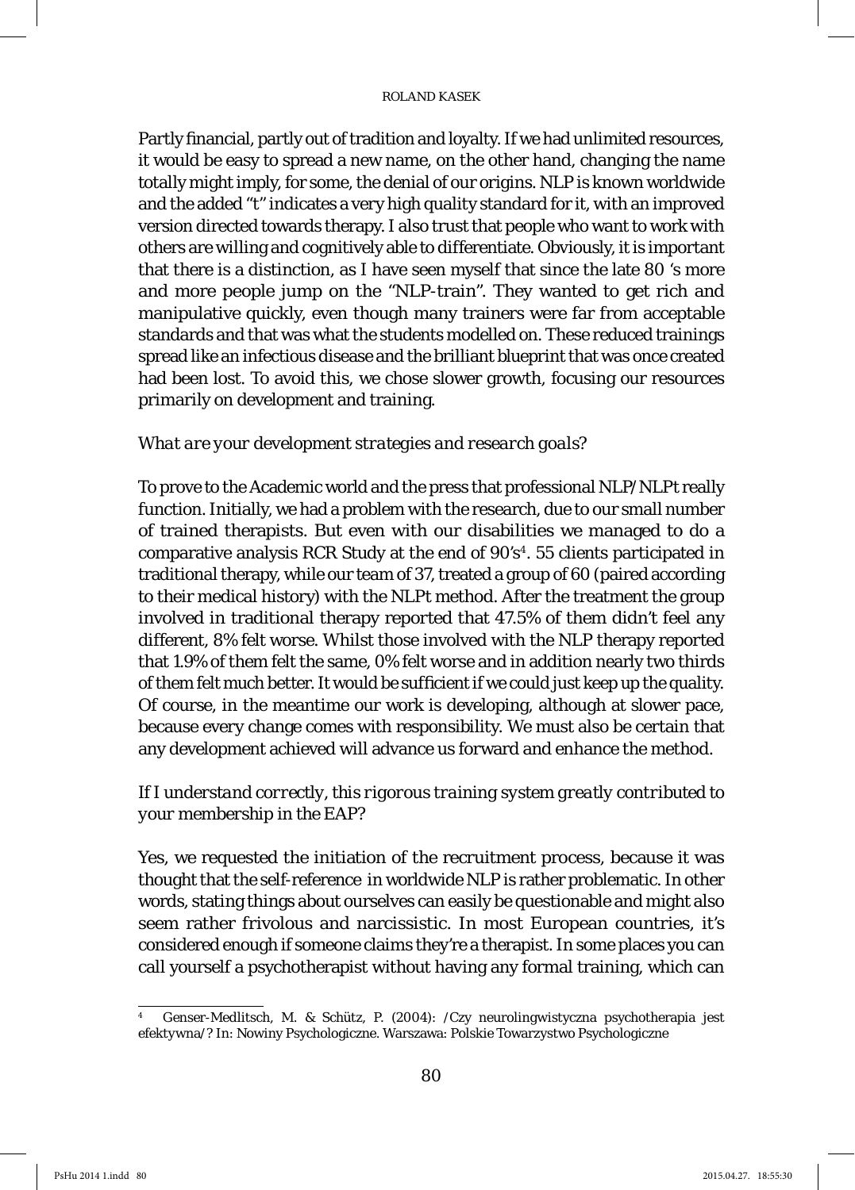Partly financial, partly out of tradition and loyalty. If we had unlimited resources, it would be easy to spread a new name, on the other hand, changing the name totally might imply, for some, the denial of our origins. NLP is known worldwide and the added "t" indicates a very high quality standard for it, with an improved version directed towards therapy. I also trust that people who want to work with others are willing and cognitively able to differentiate. Obviously, it is important that there is a distinction, as I have seen myself that since the late 80 's more and more people jump on the "NLP-train". They wanted to get rich and manipulative quickly, even though many trainers were far from acceptable standards and that was what the students modelled on. These reduced trainings spread like an infectious disease and the brilliant blueprint that was once created had been lost. To avoid this, we chose slower growth, focusing our resources primarily on development and training.

*What are your development strategies and research goals?*

To prove to the Academic world and the press that professional NLP/NLPt really function. Initially, we had a problem with the research, due to our small number of trained therapists. But even with our disabilities we managed to do a comparative analysis RCR Study at the end of 90's[4]. 55 clients participated in traditional therapy, while our team of 37, treated a group of 60 (paired according to their medical history) with the NLPt method. After the treatment the group involved in traditional therapy reported that 47.5% of them didn't feel any different, 8% felt worse. Whilst those involved with the NLP therapy reported that 1.9% of them felt the same, 0% felt worse and in addition nearly two thirds of them felt much better. It would be sufficient if we could just keep up the quality. Of course, in the meantime our work is developing, although at slower pace, because every change comes with responsibility. We must also be certain that any development achieved will advance us forward and enhance the method.

*If I understand correctly, this rigorous training system greatly contributed to your membership in the EAP?*

Yes, we requested the initiation of the recruitment process, because it was thought that the self-reference in worldwide NLP is rather problematic. In other words, stating things about ourselves can easily be questionable and might also seem rather frivolous and narcissistic. In most European countries, it's considered enough if someone claims they're a therapist. In some places you can call yourself a psychotherapist without having any formal training, which can

---

[4] Genser-Medlitsch, M. & Schütz, P. (2004): /Czy neurolingwistyczna psychoterapia jest efektywna/? In: Nowiny Psychologiczne. Warszawa: Polskie Towarzystwo Psychologiczne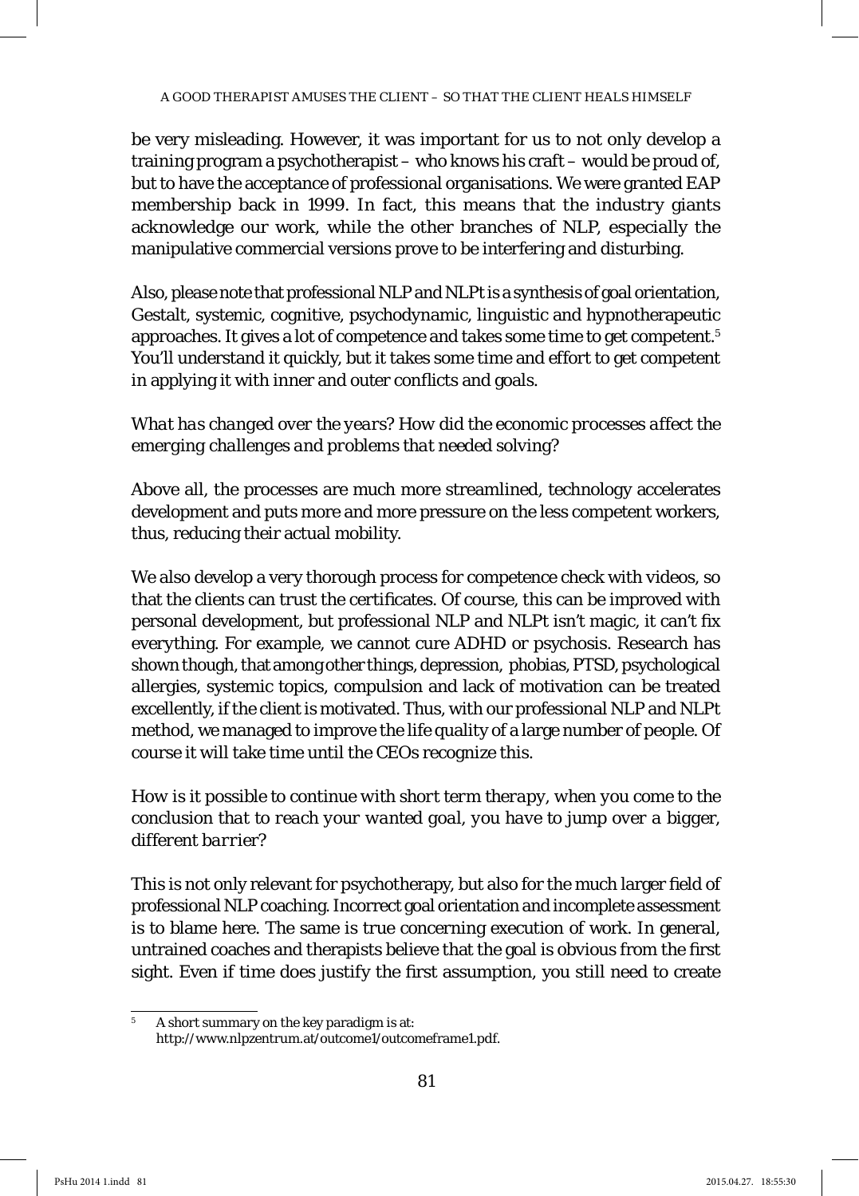be very misleading. However, it was important for us to not only develop a training program a psychotherapist – who knows his craft – would be proud of, but to have the acceptance of professional organisations. We were granted EAP membership back in 1999. In fact, this means that the industry giants acknowledge our work, while the other branches of NLP, especially the manipulative commercial versions prove to be interfering and disturbing.

Also, please note that professional NLP and NLPt is a synthesis of goal orientation, Gestalt, systemic, cognitive, psychodynamic, linguistic and hypnotherapeutic approaches. It gives a lot of competence and takes some time to get competent.[5] You'll understand it quickly, but it takes some time and effort to get competent in applying it with inner and outer conflicts and goals.

*What has changed over the years? How did the economic processes affect the emerging challenges and problems that needed solving?*

Above all, the processes are much more streamlined, technology accelerates development and puts more and more pressure on the less competent workers, thus, reducing their actual mobility.

We also develop a very thorough process for competence check with videos, so that the clients can trust the certificates. Of course, this can be improved with personal development, but professional NLP and NLPt isn't magic, it can't fix everything. For example, we cannot cure ADHD or psychosis. Research has shown though, that among other things, depression, phobias, PTSD, psychological allergies, systemic topics, compulsion and lack of motivation can be treated excellently, if the client is motivated. Thus, with our professional NLP and NLPt method, we managed to improve the life quality of a large number of people. Of course it will take time until the CEOs recognize this.

*How is it possible to continue with short term therapy, when you come to the conclusion that to reach your wanted goal, you have to jump over a bigger, different barrier?*

This is not only relevant for psychotherapy, but also for the much larger field of professional NLP coaching. Incorrect goal orientation and incomplete assessment is to blame here. The same is true concerning execution of work. In general, untrained coaches and therapists believe that the goal is obvious from the first sight. Even if time does justify the first assumption, you still need to create

---

[5] A short summary on the key paradigm is at: http://www.nlpzentrum.at/outcome1/outcomeframe1.pdf.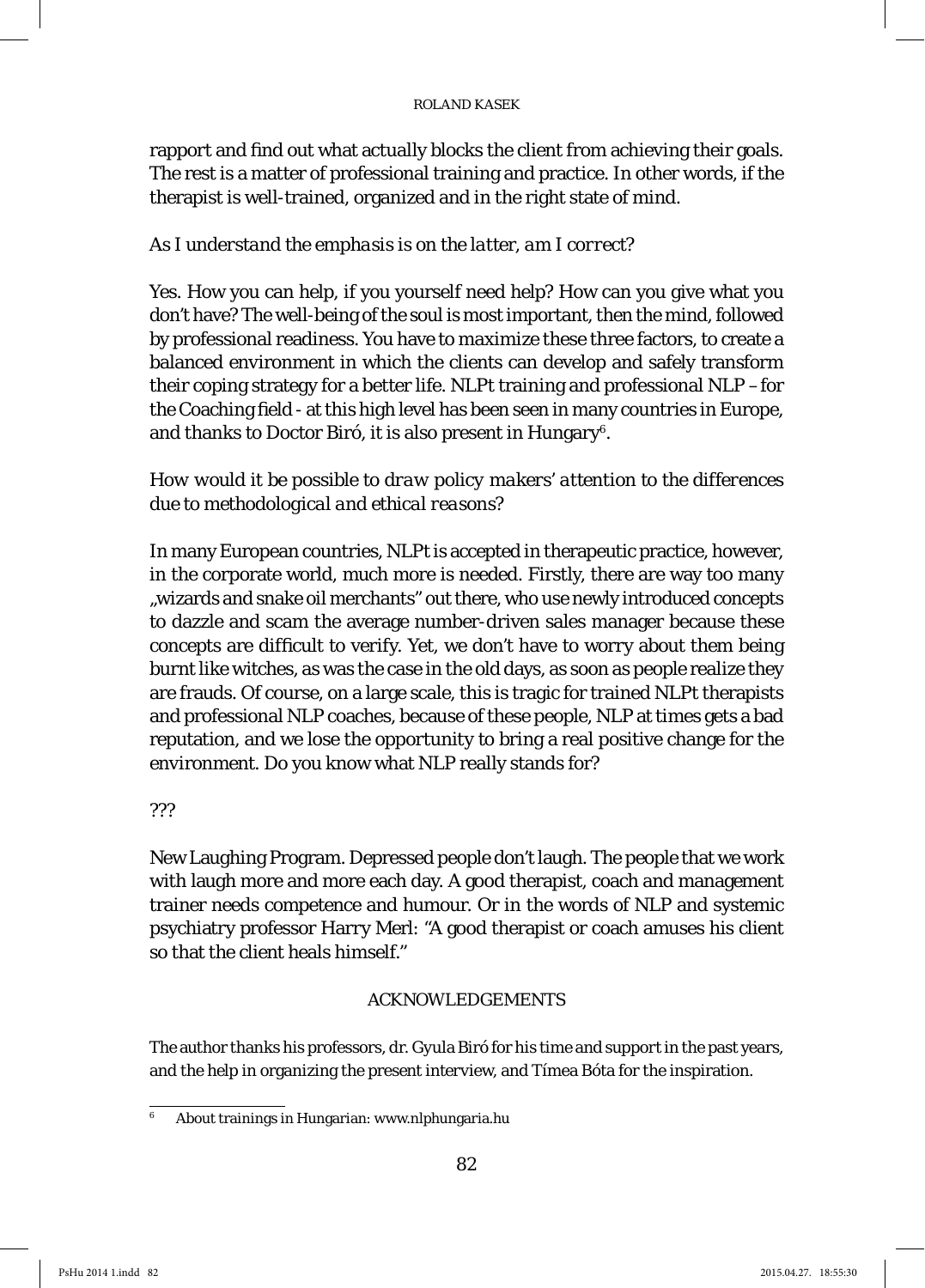rapport and find out what actually blocks the client from achieving their goals. The rest is a matter of professional training and practice. In other words, if the therapist is well-trained, organized and in the right state of mind.

*As I understand the emphasis is on the latter, am I correct?*

Yes. How you can help, if you yourself need help? How can you give what you don't have? The well-being of the soul is most important, then the mind, followed by professional readiness. You have to maximize these three factors, to create a balanced environment in which the clients can develop and safely transform their coping strategy for a better life. NLPt training and professional NLP – for the Coaching field - at this high level has been seen in many countries in Europe, and thanks to Doctor Biró, it is also present in Hungary[6].

*How would it be possible to draw policy makers' attention to the differences due to methodological and ethical reasons?*

In many European countries, NLPt is accepted in therapeutic practice, however, in the corporate world, much more is needed. Firstly, there are way too many „wizards and snake oil merchants" out there, who use newly introduced concepts to dazzle and scam the average number-driven sales manager because these concepts are difficult to verify. Yet, we don't have to worry about them being burnt like witches, as was the case in the old days, as soon as people realize they are frauds. Of course, on a large scale, this is tragic for trained NLPt therapists and professional NLP coaches, because of these people, NLP at times gets a bad reputation, and we lose the opportunity to bring a real positive change for the environment. Do you know what NLP really stands for?

*???*

New Laughing Program. Depressed people don't laugh. The people that we work with laugh more and more each day. A good therapist, coach and management trainer needs competence and humour. Or in the words of NLP and systemic psychiatry professor Harry Merl: "A good therapist or coach amuses his client so that the client heals himself."

## ACKNOWLEDGEMENTS

The author thanks his professors, dr. Gyula Biró for his time and support in the past years, and the help in organizing the present interview, and Tímea Bóta for the inspiration.

[6] About trainings in Hungarian: www.nlphungaria.hu